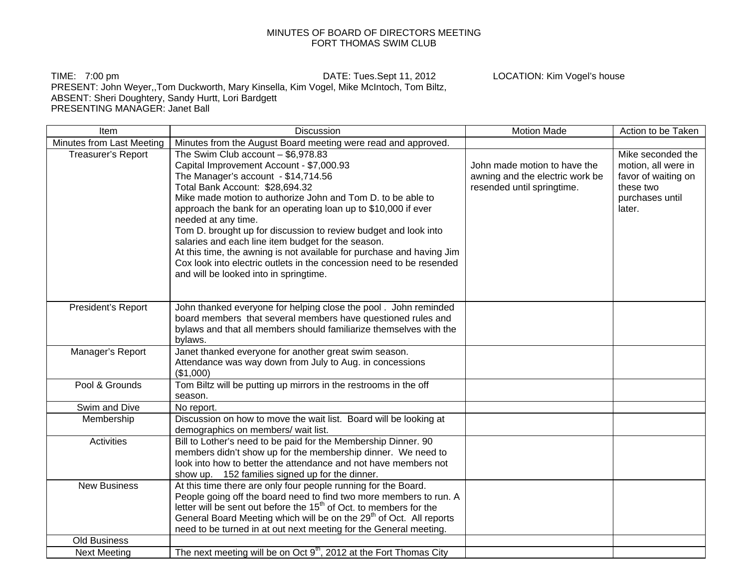# MINUTES OF BOARD OF DIRECTORS MEETING
## FORT THOMAS SWIM CLUB

TIME: 7:00 pm DATE: Tues.Sept 11, 2012 LOCATION: Kim Vogel's house
PRESENT: John Weyer,,Tom Duckworth, Mary Kinsella, Kim Vogel, Mike McIntoch, Tom Biltz,
ABSENT: Sheri Doughtery, Sandy Hurtt, Lori Bardgett
PRESENTING MANAGER: Janet Ball

| Item | Discussion | Motion Made | Action to be Taken |
|---|---|---|---|
| Minutes from Last Meeting | Minutes from the August Board meeting were read and approved. | | |
| Treasurer's Report | The Swim Club account – $6,978.83<br>Capital Improvement Account - $7,000.93<br>The Manager's account - $14,714.56<br>Total Bank Account: $28,694.32<br>Mike made motion to authorize John and Tom D. to be able to approach the bank for an operating loan up to $10,000 if ever needed at any time.<br>Tom D. brought up for discussion to review budget and look into salaries and each line item budget for the season.<br>At this time, the awning is not available for purchase and having Jim Cox look into electric outlets in the concession need to be resended and will be looked into in springtime. | John made motion to have the awning and the electric work be resended until springtime. | Mike seconded the motion, all were in favor of waiting on these two purchases until later. |
| President's Report | John thanked everyone for helping close the pool . John reminded board members that several members have questioned rules and bylaws and that all members should familiarize themselves with the bylaws. | | |
| Manager's Report | Janet thanked everyone for another great swim season.<br>Attendance was way down from July to Aug. in concessions ($1,000) | | |
| Pool & Grounds | Tom Biltz will be putting up mirrors in the restrooms in the off season. | | |
| Swim and Dive | No report. | | |
| Membership | Discussion on how to move the wait list. Board will be looking at demographics on members/ wait list. | | |
| Activities | Bill to Lother's need to be paid for the Membership Dinner. 90 members didn't show up for the membership dinner. We need to look into how to better the attendance and not have members not show up. 152 families signed up for the dinner. | | |
| New Business | At this time there are only four people running for the Board. People going off the board need to find two more members to run. A letter will be sent out before the 15th of Oct. to members for the General Board Meeting which will be on the 29th of Oct. All reports need to be turned in at out next meeting for the General meeting. | | |
| Old Business | | | |
| Next Meeting | The next meeting will be on Oct 9th, 2012 at the Fort Thomas City | | |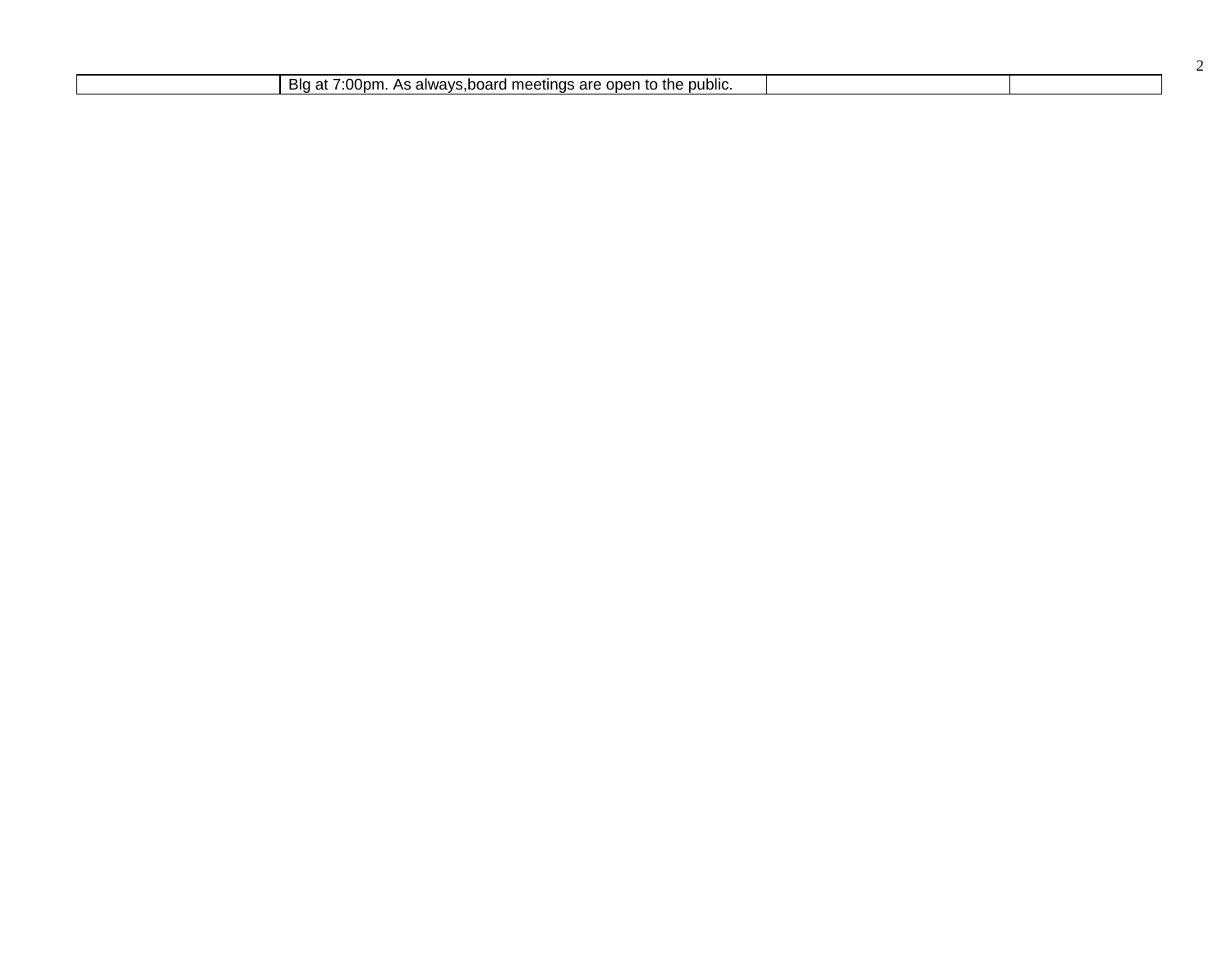| | | | |
|---|---|---|---|
| | Blg at 7:00pm. As always,board meetings are open to the public. | | |